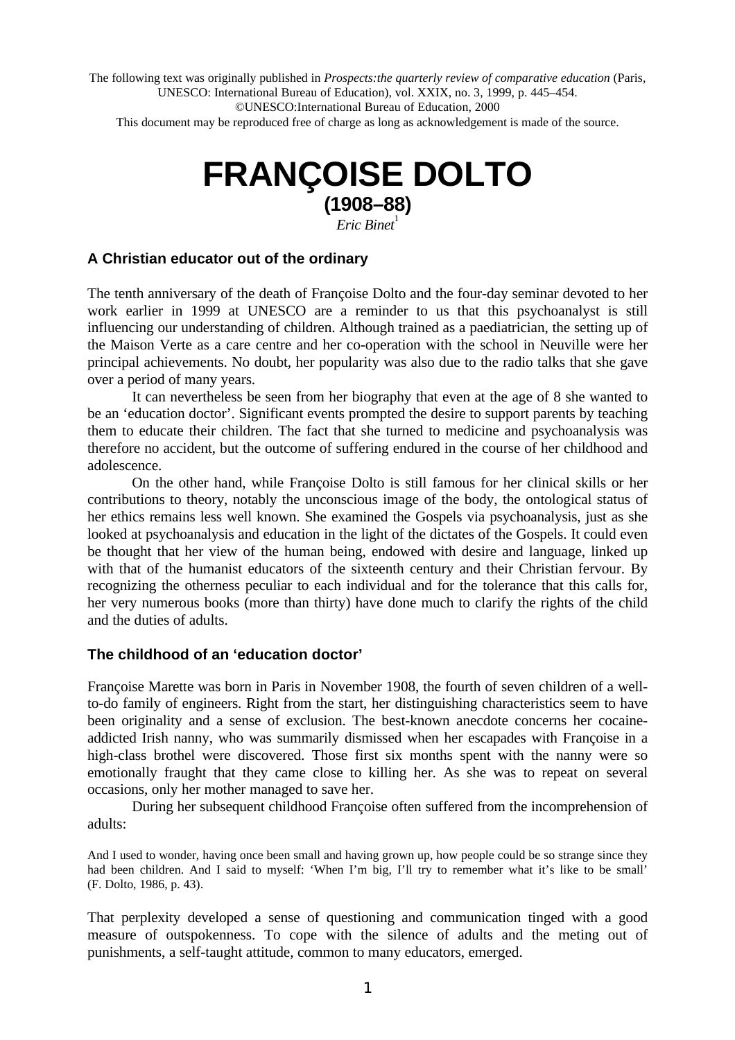The following text was originally published in *Prospects:the quarterly review of comparative education* (Paris, UNESCO: International Bureau of Education), vol. XXIX, no. 3, 1999, p. 445–454.
©UNESCO:International Bureau of Education, 2000
This document may be reproduced free of charge as long as acknowledgement is made of the source.

# FRANÇOISE DOLTO
## (1908–88)

*Eric Binet*[1]

### A Christian educator out of the ordinary

The tenth anniversary of the death of Françoise Dolto and the four-day seminar devoted to her work earlier in 1999 at UNESCO are a reminder to us that this psychoanalyst is still influencing our understanding of children. Although trained as a paediatrician, the setting up of the Maison Verte as a care centre and her co-operation with the school in Neuville were her principal achievements. No doubt, her popularity was also due to the radio talks that she gave over a period of many years.

It can nevertheless be seen from her biography that even at the age of 8 she wanted to be an 'education doctor'. Significant events prompted the desire to support parents by teaching them to educate their children. The fact that she turned to medicine and psychoanalysis was therefore no accident, but the outcome of suffering endured in the course of her childhood and adolescence.

On the other hand, while Françoise Dolto is still famous for her clinical skills or her contributions to theory, notably the unconscious image of the body, the ontological status of her ethics remains less well known. She examined the Gospels via psychoanalysis, just as she looked at psychoanalysis and education in the light of the dictates of the Gospels. It could even be thought that her view of the human being, endowed with desire and language, linked up with that of the humanist educators of the sixteenth century and their Christian fervour. By recognizing the otherness peculiar to each individual and for the tolerance that this calls for, her very numerous books (more than thirty) have done much to clarify the rights of the child and the duties of adults.

### The childhood of an 'education doctor'

Françoise Marette was born in Paris in November 1908, the fourth of seven children of a well-to-do family of engineers. Right from the start, her distinguishing characteristics seem to have been originality and a sense of exclusion. The best-known anecdote concerns her cocaine-addicted Irish nanny, who was summarily dismissed when her escapades with Françoise in a high-class brothel were discovered. Those first six months spent with the nanny were so emotionally fraught that they came close to killing her. As she was to repeat on several occasions, only her mother managed to save her.

During her subsequent childhood Françoise often suffered from the incomprehension of adults:

> And I used to wonder, having once been small and having grown up, how people could be so strange since they had been children. And I said to myself: 'When I'm big, I'll try to remember what it's like to be small' (F. Dolto, 1986, p. 43).

That perplexity developed a sense of questioning and communication tinged with a good measure of outspokenness. To cope with the silence of adults and the meting out of punishments, a self-taught attitude, common to many educators, emerged.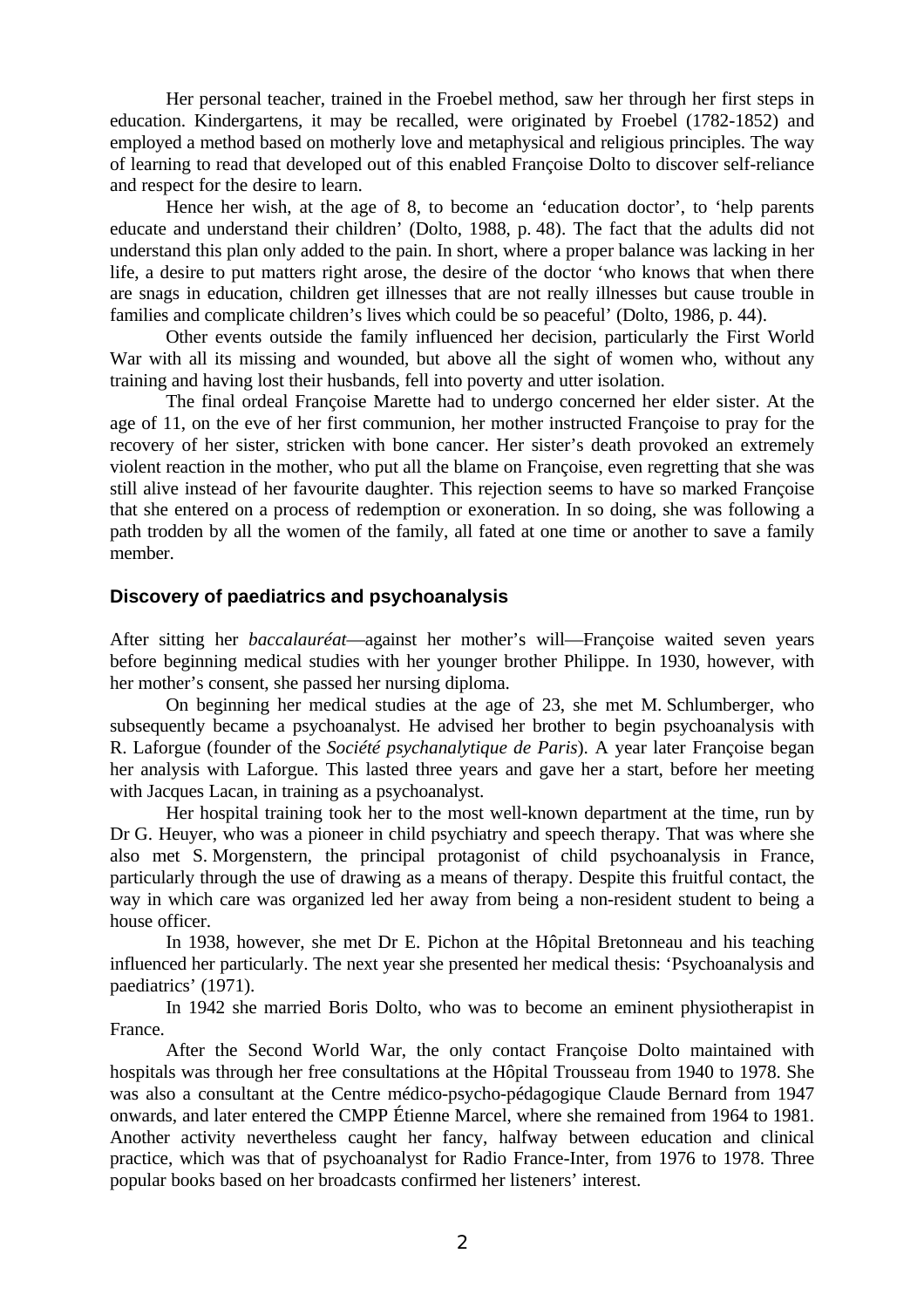Her personal teacher, trained in the Froebel method, saw her through her first steps in education. Kindergartens, it may be recalled, were originated by Froebel (1782-1852) and employed a method based on motherly love and metaphysical and religious principles. The way of learning to read that developed out of this enabled Françoise Dolto to discover self-reliance and respect for the desire to learn.

Hence her wish, at the age of 8, to become an 'education doctor', to 'help parents educate and understand their children' (Dolto, 1988, p. 48). The fact that the adults did not understand this plan only added to the pain. In short, where a proper balance was lacking in her life, a desire to put matters right arose, the desire of the doctor 'who knows that when there are snags in education, children get illnesses that are not really illnesses but cause trouble in families and complicate children's lives which could be so peaceful' (Dolto, 1986, p. 44).

Other events outside the family influenced her decision, particularly the First World War with all its missing and wounded, but above all the sight of women who, without any training and having lost their husbands, fell into poverty and utter isolation.

The final ordeal Françoise Marette had to undergo concerned her elder sister. At the age of 11, on the eve of her first communion, her mother instructed Françoise to pray for the recovery of her sister, stricken with bone cancer. Her sister's death provoked an extremely violent reaction in the mother, who put all the blame on Françoise, even regretting that she was still alive instead of her favourite daughter. This rejection seems to have so marked Françoise that she entered on a process of redemption or exoneration. In so doing, she was following a path trodden by all the women of the family, all fated at one time or another to save a family member.

## Discovery of paediatrics and psychoanalysis

After sitting her *baccalauréat*—against her mother's will—Françoise waited seven years before beginning medical studies with her younger brother Philippe. In 1930, however, with her mother's consent, she passed her nursing diploma.

On beginning her medical studies at the age of 23, she met M. Schlumberger, who subsequently became a psychoanalyst. He advised her brother to begin psychoanalysis with R. Laforgue (founder of the *Société psychanalytique de Paris*). A year later Françoise began her analysis with Laforgue. This lasted three years and gave her a start, before her meeting with Jacques Lacan, in training as a psychoanalyst.

Her hospital training took her to the most well-known department at the time, run by Dr G. Heuyer, who was a pioneer in child psychiatry and speech therapy. That was where she also met S. Morgenstern, the principal protagonist of child psychoanalysis in France, particularly through the use of drawing as a means of therapy. Despite this fruitful contact, the way in which care was organized led her away from being a non-resident student to being a house officer.

In 1938, however, she met Dr E. Pichon at the Hôpital Bretonneau and his teaching influenced her particularly. The next year she presented her medical thesis: 'Psychoanalysis and paediatrics' (1971).

In 1942 she married Boris Dolto, who was to become an eminent physiotherapist in France.

After the Second World War, the only contact Françoise Dolto maintained with hospitals was through her free consultations at the Hôpital Trousseau from 1940 to 1978. She was also a consultant at the Centre médico-psycho-pédagogique Claude Bernard from 1947 onwards, and later entered the CMPP Étienne Marcel, where she remained from 1964 to 1981. Another activity nevertheless caught her fancy, halfway between education and clinical practice, which was that of psychoanalyst for Radio France-Inter, from 1976 to 1978. Three popular books based on her broadcasts confirmed her listeners' interest.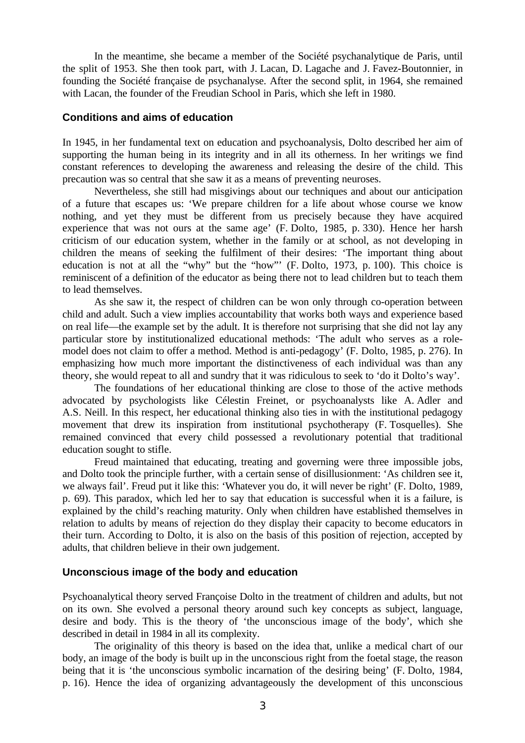In the meantime, she became a member of the Société psychanalytique de Paris, until the split of 1953. She then took part, with J. Lacan, D. Lagache and J. Favez-Boutonnier, in founding the Société française de psychanalyse. After the second split, in 1964, she remained with Lacan, the founder of the Freudian School in Paris, which she left in 1980.

## Conditions and aims of education

In 1945, in her fundamental text on education and psychoanalysis, Dolto described her aim of supporting the human being in its integrity and in all its otherness. In her writings we find constant references to developing the awareness and releasing the desire of the child. This precaution was so central that she saw it as a means of preventing neuroses.

Nevertheless, she still had misgivings about our techniques and about our anticipation of a future that escapes us: 'We prepare children for a life about whose course we know nothing, and yet they must be different from us precisely because they have acquired experience that was not ours at the same age' (F. Dolto, 1985, p. 330). Hence her harsh criticism of our education system, whether in the family or at school, as not developing in children the means of seeking the fulfilment of their desires: 'The important thing about education is not at all the "why" but the "how"' (F. Dolto, 1973, p. 100). This choice is reminiscent of a definition of the educator as being there not to lead children but to teach them to lead themselves.

As she saw it, the respect of children can be won only through co-operation between child and adult. Such a view implies accountability that works both ways and experience based on real life—the example set by the adult. It is therefore not surprising that she did not lay any particular store by institutionalized educational methods: 'The adult who serves as a role-model does not claim to offer a method. Method is anti-pedagogy' (F. Dolto, 1985, p. 276). In emphasizing how much more important the distinctiveness of each individual was than any theory, she would repeat to all and sundry that it was ridiculous to seek to 'do it Dolto's way'.

The foundations of her educational thinking are close to those of the active methods advocated by psychologists like Célestin Freinet, or psychoanalysts like A. Adler and A.S. Neill. In this respect, her educational thinking also ties in with the institutional pedagogy movement that drew its inspiration from institutional psychotherapy (F. Tosquelles). She remained convinced that every child possessed a revolutionary potential that traditional education sought to stifle.

Freud maintained that educating, treating and governing were three impossible jobs, and Dolto took the principle further, with a certain sense of disillusionment: 'As children see it, we always fail'. Freud put it like this: 'Whatever you do, it will never be right' (F. Dolto, 1989, p. 69). This paradox, which led her to say that education is successful when it is a failure, is explained by the child's reaching maturity. Only when children have established themselves in relation to adults by means of rejection do they display their capacity to become educators in their turn. According to Dolto, it is also on the basis of this position of rejection, accepted by adults, that children believe in their own judgement.

## Unconscious image of the body and education

Psychoanalytical theory served Françoise Dolto in the treatment of children and adults, but not on its own. She evolved a personal theory around such key concepts as subject, language, desire and body. This is the theory of 'the unconscious image of the body', which she described in detail in 1984 in all its complexity.

The originality of this theory is based on the idea that, unlike a medical chart of our body, an image of the body is built up in the unconscious right from the foetal stage, the reason being that it is 'the unconscious symbolic incarnation of the desiring being' (F. Dolto, 1984, p. 16). Hence the idea of organizing advantageously the development of this unconscious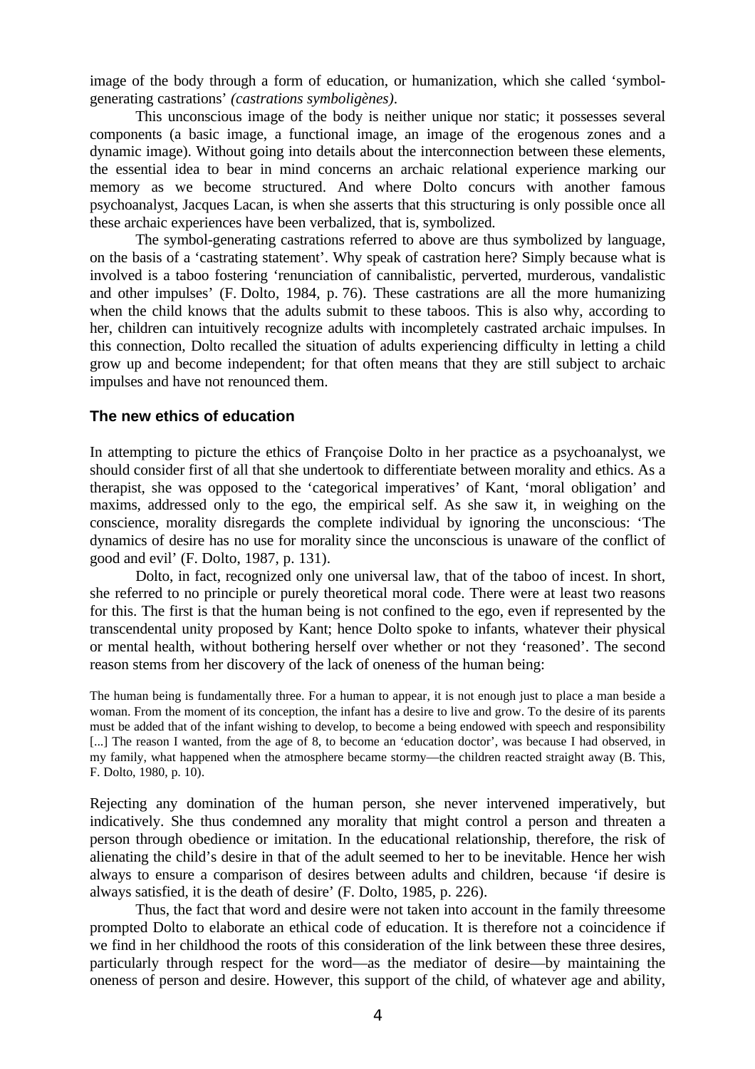image of the body through a form of education, or humanization, which she called 'symbol-generating castrations' *(castrations symboligènes)*.

This unconscious image of the body is neither unique nor static; it possesses several components (a basic image, a functional image, an image of the erogenous zones and a dynamic image). Without going into details about the interconnection between these elements, the essential idea to bear in mind concerns an archaic relational experience marking our memory as we become structured. And where Dolto concurs with another famous psychoanalyst, Jacques Lacan, is when she asserts that this structuring is only possible once all these archaic experiences have been verbalized, that is, symbolized.

The symbol-generating castrations referred to above are thus symbolized by language, on the basis of a 'castrating statement'. Why speak of castration here? Simply because what is involved is a taboo fostering 'renunciation of cannibalistic, perverted, murderous, vandalistic and other impulses' (F. Dolto, 1984, p. 76). These castrations are all the more humanizing when the child knows that the adults submit to these taboos. This is also why, according to her, children can intuitively recognize adults with incompletely castrated archaic impulses. In this connection, Dolto recalled the situation of adults experiencing difficulty in letting a child grow up and become independent; for that often means that they are still subject to archaic impulses and have not renounced them.

### The new ethics of education

In attempting to picture the ethics of Françoise Dolto in her practice as a psychoanalyst, we should consider first of all that she undertook to differentiate between morality and ethics. As a therapist, she was opposed to the 'categorical imperatives' of Kant, 'moral obligation' and maxims, addressed only to the ego, the empirical self. As she saw it, in weighing on the conscience, morality disregards the complete individual by ignoring the unconscious: 'The dynamics of desire has no use for morality since the unconscious is unaware of the conflict of good and evil' (F. Dolto, 1987, p. 131).

Dolto, in fact, recognized only one universal law, that of the taboo of incest. In short, she referred to no principle or purely theoretical moral code. There were at least two reasons for this. The first is that the human being is not confined to the ego, even if represented by the transcendental unity proposed by Kant; hence Dolto spoke to infants, whatever their physical or mental health, without bothering herself over whether or not they 'reasoned'. The second reason stems from her discovery of the lack of oneness of the human being:

> The human being is fundamentally three. For a human to appear, it is not enough just to place a man beside a woman. From the moment of its conception, the infant has a desire to live and grow. To the desire of its parents must be added that of the infant wishing to develop, to become a being endowed with speech and responsibility [...] The reason I wanted, from the age of 8, to become an 'education doctor', was because I had observed, in my family, what happened when the atmosphere became stormy—the children reacted straight away (B. This, F. Dolto, 1980, p. 10).

Rejecting any domination of the human person, she never intervened imperatively, but indicatively. She thus condemned any morality that might control a person and threaten a person through obedience or imitation. In the educational relationship, therefore, the risk of alienating the child's desire in that of the adult seemed to her to be inevitable. Hence her wish always to ensure a comparison of desires between adults and children, because 'if desire is always satisfied, it is the death of desire' (F. Dolto, 1985, p. 226).

Thus, the fact that word and desire were not taken into account in the family threesome prompted Dolto to elaborate an ethical code of education. It is therefore not a coincidence if we find in her childhood the roots of this consideration of the link between these three desires, particularly through respect for the word—as the mediator of desire—by maintaining the oneness of person and desire. However, this support of the child, of whatever age and ability,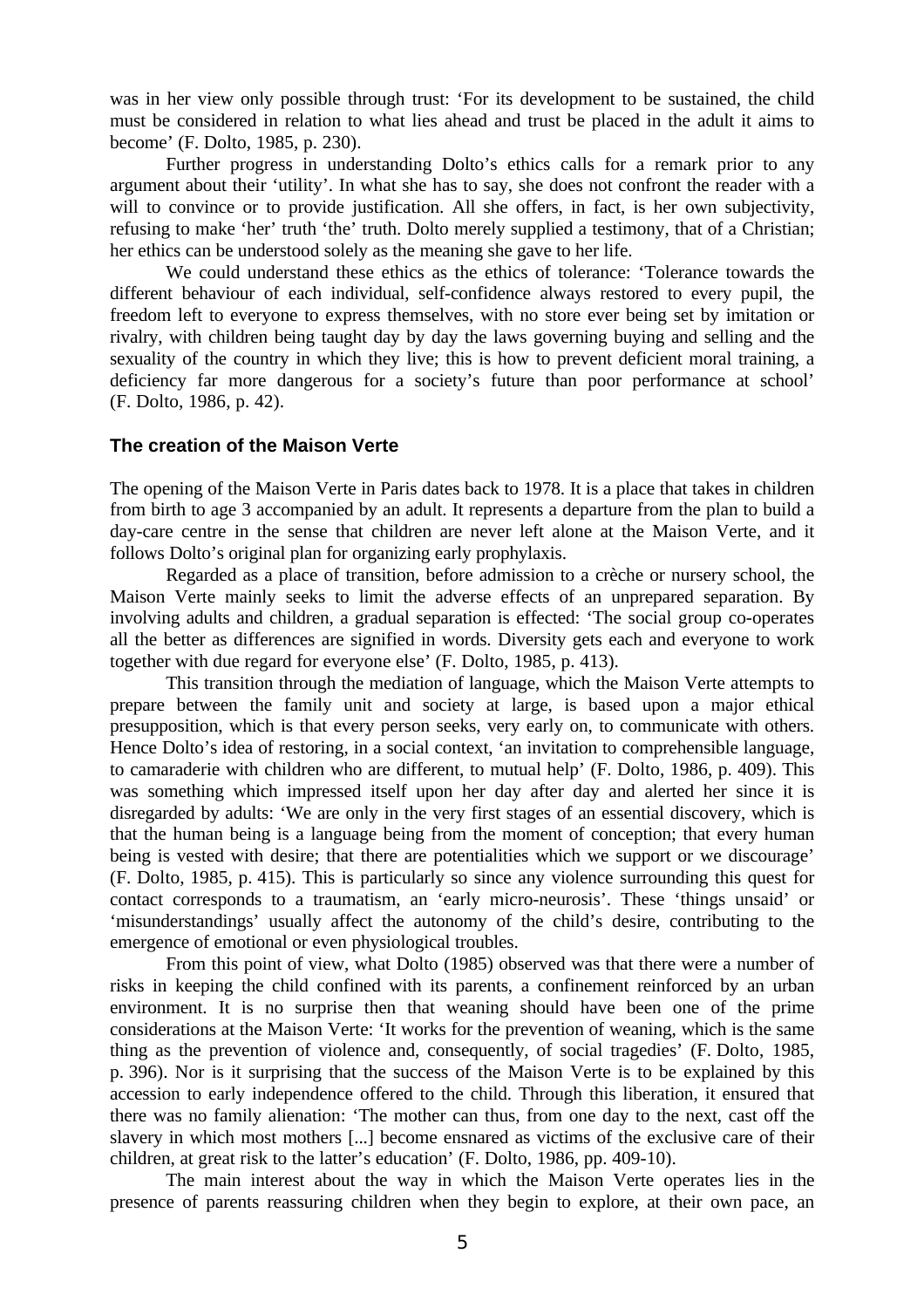was in her view only possible through trust: 'For its development to be sustained, the child must be considered in relation to what lies ahead and trust be placed in the adult it aims to become' (F. Dolto, 1985, p. 230).

Further progress in understanding Dolto's ethics calls for a remark prior to any argument about their 'utility'. In what she has to say, she does not confront the reader with a will to convince or to provide justification. All she offers, in fact, is her own subjectivity, refusing to make 'her' truth 'the' truth. Dolto merely supplied a testimony, that of a Christian; her ethics can be understood solely as the meaning she gave to her life.

We could understand these ethics as the ethics of tolerance: 'Tolerance towards the different behaviour of each individual, self-confidence always restored to every pupil, the freedom left to everyone to express themselves, with no store ever being set by imitation or rivalry, with children being taught day by day the laws governing buying and selling and the sexuality of the country in which they live; this is how to prevent deficient moral training, a deficiency far more dangerous for a society's future than poor performance at school' (F. Dolto, 1986, p. 42).

## The creation of the Maison Verte

The opening of the Maison Verte in Paris dates back to 1978. It is a place that takes in children from birth to age 3 accompanied by an adult. It represents a departure from the plan to build a day-care centre in the sense that children are never left alone at the Maison Verte, and it follows Dolto's original plan for organizing early prophylaxis.

Regarded as a place of transition, before admission to a crèche or nursery school, the Maison Verte mainly seeks to limit the adverse effects of an unprepared separation. By involving adults and children, a gradual separation is effected: 'The social group co-operates all the better as differences are signified in words. Diversity gets each and everyone to work together with due regard for everyone else' (F. Dolto, 1985, p. 413).

This transition through the mediation of language, which the Maison Verte attempts to prepare between the family unit and society at large, is based upon a major ethical presupposition, which is that every person seeks, very early on, to communicate with others. Hence Dolto's idea of restoring, in a social context, 'an invitation to comprehensible language, to camaraderie with children who are different, to mutual help' (F. Dolto, 1986, p. 409). This was something which impressed itself upon her day after day and alerted her since it is disregarded by adults: 'We are only in the very first stages of an essential discovery, which is that the human being is a language being from the moment of conception; that every human being is vested with desire; that there are potentialities which we support or we discourage' (F. Dolto, 1985, p. 415). This is particularly so since any violence surrounding this quest for contact corresponds to a traumatism, an 'early micro-neurosis'. These 'things unsaid' or 'misunderstandings' usually affect the autonomy of the child's desire, contributing to the emergence of emotional or even physiological troubles.

From this point of view, what Dolto (1985) observed was that there were a number of risks in keeping the child confined with its parents, a confinement reinforced by an urban environment. It is no surprise then that weaning should have been one of the prime considerations at the Maison Verte: 'It works for the prevention of weaning, which is the same thing as the prevention of violence and, consequently, of social tragedies' (F. Dolto, 1985, p. 396). Nor is it surprising that the success of the Maison Verte is to be explained by this accession to early independence offered to the child. Through this liberation, it ensured that there was no family alienation: 'The mother can thus, from one day to the next, cast off the slavery in which most mothers [...] become ensnared as victims of the exclusive care of their children, at great risk to the latter's education' (F. Dolto, 1986, pp. 409-10).

The main interest about the way in which the Maison Verte operates lies in the presence of parents reassuring children when they begin to explore, at their own pace, an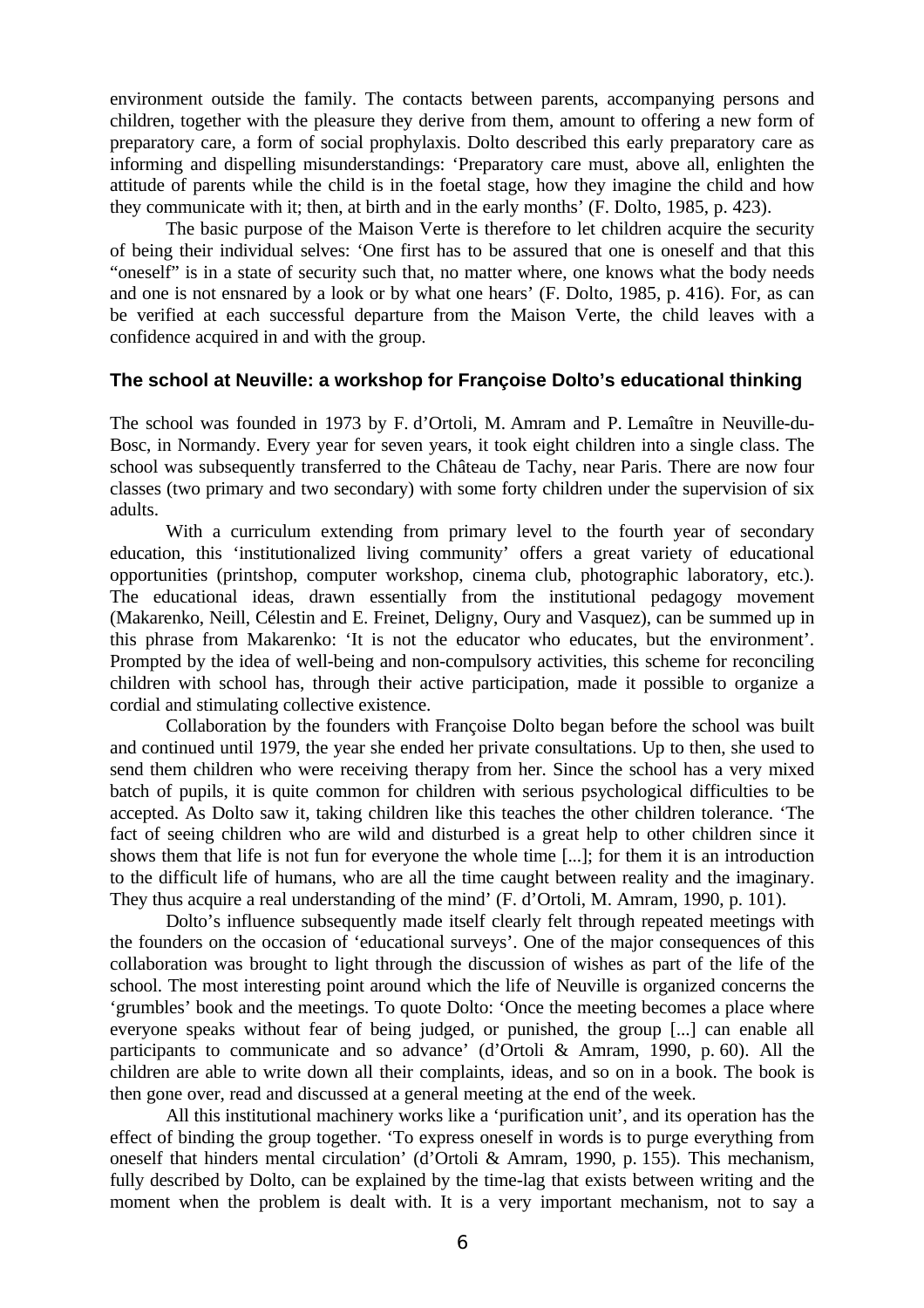environment outside the family. The contacts between parents, accompanying persons and children, together with the pleasure they derive from them, amount to offering a new form of preparatory care, a form of social prophylaxis. Dolto described this early preparatory care as informing and dispelling misunderstandings: 'Preparatory care must, above all, enlighten the attitude of parents while the child is in the foetal stage, how they imagine the child and how they communicate with it; then, at birth and in the early months' (F. Dolto, 1985, p. 423).

The basic purpose of the Maison Verte is therefore to let children acquire the security of being their individual selves: 'One first has to be assured that one is oneself and that this "oneself" is in a state of security such that, no matter where, one knows what the body needs and one is not ensnared by a look or by what one hears' (F. Dolto, 1985, p. 416). For, as can be verified at each successful departure from the Maison Verte, the child leaves with a confidence acquired in and with the group.

## The school at Neuville: a workshop for Françoise Dolto's educational thinking

The school was founded in 1973 by F. d'Ortoli, M. Amram and P. Lemaître in Neuville-du-Bosc, in Normandy. Every year for seven years, it took eight children into a single class. The school was subsequently transferred to the Château de Tachy, near Paris. There are now four classes (two primary and two secondary) with some forty children under the supervision of six adults.

With a curriculum extending from primary level to the fourth year of secondary education, this 'institutionalized living community' offers a great variety of educational opportunities (printshop, computer workshop, cinema club, photographic laboratory, etc.). The educational ideas, drawn essentially from the institutional pedagogy movement (Makarenko, Neill, Célestin and E. Freinet, Deligny, Oury and Vasquez), can be summed up in this phrase from Makarenko: 'It is not the educator who educates, but the environment'. Prompted by the idea of well-being and non-compulsory activities, this scheme for reconciling children with school has, through their active participation, made it possible to organize a cordial and stimulating collective existence.

Collaboration by the founders with Françoise Dolto began before the school was built and continued until 1979, the year she ended her private consultations. Up to then, she used to send them children who were receiving therapy from her. Since the school has a very mixed batch of pupils, it is quite common for children with serious psychological difficulties to be accepted. As Dolto saw it, taking children like this teaches the other children tolerance. 'The fact of seeing children who are wild and disturbed is a great help to other children since it shows them that life is not fun for everyone the whole time [...]; for them it is an introduction to the difficult life of humans, who are all the time caught between reality and the imaginary. They thus acquire a real understanding of the mind' (F. d'Ortoli, M. Amram, 1990, p. 101).

Dolto's influence subsequently made itself clearly felt through repeated meetings with the founders on the occasion of 'educational surveys'. One of the major consequences of this collaboration was brought to light through the discussion of wishes as part of the life of the school. The most interesting point around which the life of Neuville is organized concerns the 'grumbles' book and the meetings. To quote Dolto: 'Once the meeting becomes a place where everyone speaks without fear of being judged, or punished, the group [...] can enable all participants to communicate and so advance' (d'Ortoli & Amram, 1990, p. 60). All the children are able to write down all their complaints, ideas, and so on in a book. The book is then gone over, read and discussed at a general meeting at the end of the week.

All this institutional machinery works like a 'purification unit', and its operation has the effect of binding the group together. 'To express oneself in words is to purge everything from oneself that hinders mental circulation' (d'Ortoli & Amram, 1990, p. 155). This mechanism, fully described by Dolto, can be explained by the time-lag that exists between writing and the moment when the problem is dealt with. It is a very important mechanism, not to say a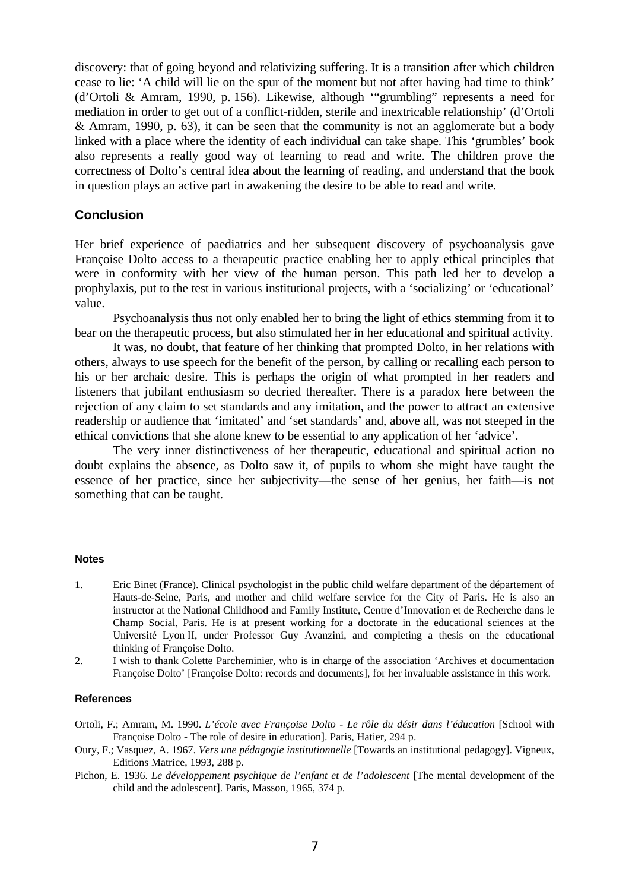discovery: that of going beyond and relativizing suffering. It is a transition after which children cease to lie: 'A child will lie on the spur of the moment but not after having had time to think' (d'Ortoli & Amram, 1990, p. 156). Likewise, although '"grumbling" represents a need for mediation in order to get out of a conflict-ridden, sterile and inextricable relationship' (d'Ortoli & Amram, 1990, p. 63), it can be seen that the community is not an agglomerate but a body linked with a place where the identity of each individual can take shape. This 'grumbles' book also represents a really good way of learning to read and write. The children prove the correctness of Dolto's central idea about the learning of reading, and understand that the book in question plays an active part in awakening the desire to be able to read and write.

## Conclusion

Her brief experience of paediatrics and her subsequent discovery of psychoanalysis gave Françoise Dolto access to a therapeutic practice enabling her to apply ethical principles that were in conformity with her view of the human person. This path led her to develop a prophylaxis, put to the test in various institutional projects, with a 'socializing' or 'educational' value.

Psychoanalysis thus not only enabled her to bring the light of ethics stemming from it to bear on the therapeutic process, but also stimulated her in her educational and spiritual activity.

It was, no doubt, that feature of her thinking that prompted Dolto, in her relations with others, always to use speech for the benefit of the person, by calling or recalling each person to his or her archaic desire. This is perhaps the origin of what prompted in her readers and listeners that jubilant enthusiasm so decried thereafter. There is a paradox here between the rejection of any claim to set standards and any imitation, and the power to attract an extensive readership or audience that 'imitated' and 'set standards' and, above all, was not steeped in the ethical convictions that she alone knew to be essential to any application of her 'advice'.

The very inner distinctiveness of her therapeutic, educational and spiritual action no doubt explains the absence, as Dolto saw it, of pupils to whom she might have taught the essence of her practice, since her subjectivity—the sense of her genius, her faith—is not something that can be taught.

#### Notes

1. Eric Binet (France). Clinical psychologist in the public child welfare department of the département of Hauts-de-Seine, Paris, and mother and child welfare service for the City of Paris. He is also an instructor at the National Childhood and Family Institute, Centre d'Innovation et de Recherche dans le Champ Social, Paris. He is at present working for a doctorate in the educational sciences at the Université Lyon II, under Professor Guy Avanzini, and completing a thesis on the educational thinking of Françoise Dolto.
2. I wish to thank Colette Parcheminier, who is in charge of the association 'Archives et documentation Françoise Dolto' [Françoise Dolto: records and documents], for her invaluable assistance in this work.

#### References

Ortoli, F.; Amram, M. 1990. *L'école avec Françoise Dolto - Le rôle du désir dans l'éducation* [School with Françoise Dolto - The role of desire in education]. Paris, Hatier, 294 p.

Oury, F.; Vasquez, A. 1967. *Vers une pédagogie institutionnelle* [Towards an institutional pedagogy]. Vigneux, Editions Matrice, 1993, 288 p.

Pichon, E. 1936. *Le développement psychique de l'enfant et de l'adolescent* [The mental development of the child and the adolescent]. Paris, Masson, 1965, 374 p.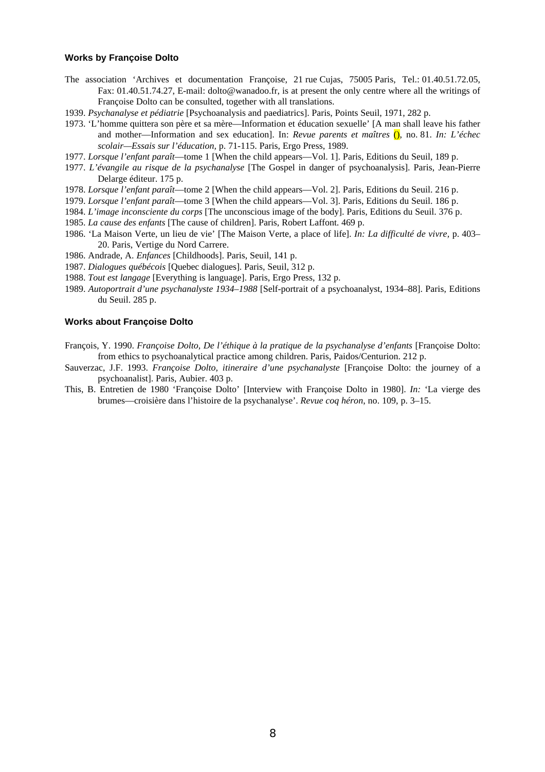### Works by Françoise Dolto

The association 'Archives et documentation Françoise, 21 rue Cujas, 75005 Paris, Tel.: 01.40.51.72.05, Fax: 01.40.51.74.27, E-mail: dolto@wanadoo.fr, is at present the only centre where all the writings of Françoise Dolto can be consulted, together with all translations.

1939. *Psychanalyse et pédiatrie* [Psychoanalysis and paediatrics]. Paris, Points Seuil, 1971, 282 p.

1973. 'L'homme quittera son père et sa mère—Information et éducation sexuelle' [A man shall leave his father and mother—Information and sex education]. In: *Revue parents et maîtres* (), no. 81. *In: L'échec scolair—Essais sur l'éducation,* p. 71-115. Paris, Ergo Press, 1989.

1977. *Lorsque l'enfant paraît*—tome 1 [When the child appears—Vol. 1]. Paris, Editions du Seuil, 189 p.

1977. *L'évangile au risque de la psychanalyse* [The Gospel in danger of psychoanalysis]. Paris, Jean-Pierre Delarge éditeur. 175 p.

1978. *Lorsque l'enfant paraît*—tome 2 [When the child appears—Vol. 2]. Paris, Editions du Seuil. 216 p.

1979. *Lorsque l'enfant paraît*—tome 3 [When the child appears—Vol. 3]. Paris, Editions du Seuil. 186 p.

1984. *L'image inconsciente du corps* [The unconscious image of the body]. Paris, Editions du Seuil. 376 p.

1985. *La cause des enfants* [The cause of children]. Paris, Robert Laffont. 469 p.

1986. 'La Maison Verte, un lieu de vie' [The Maison Verte, a place of life]. *In: La difficulté de vivre,* p. 403–20. Paris, Vertige du Nord Carrere.

1986. Andrade, A. *Enfances* [Childhoods]. Paris, Seuil, 141 p.

1987. *Dialogues québécois* [Quebec dialogues]. Paris, Seuil, 312 p.

1988. *Tout est langage* [Everything is language]. Paris, Ergo Press, 132 p.

1989. *Autoportrait d'une psychanalyste 1934–1988* [Self-portrait of a psychoanalyst, 1934–88]. Paris, Editions du Seuil. 285 p.

### Works about Françoise Dolto

François, Y. 1990. *Françoise Dolto, De l'éthique à la pratique de la psychanalyse d'enfants* [Françoise Dolto: from ethics to psychoanalytical practice among children. Paris, Paidos/Centurion. 212 p.

Sauverzac, J.F. 1993. *Françoise Dolto, itineraire d'une psychanalyste* [Françoise Dolto: the journey of a psychoanalist]. Paris, Aubier. 403 p.

This, B. Entretien de 1980 'Françoise Dolto' [Interview with Françoise Dolto in 1980]. *In:* 'La vierge des brumes—croisière dans l'histoire de la psychanalyse'. *Revue coq héron,* no. 109, p. 3–15.